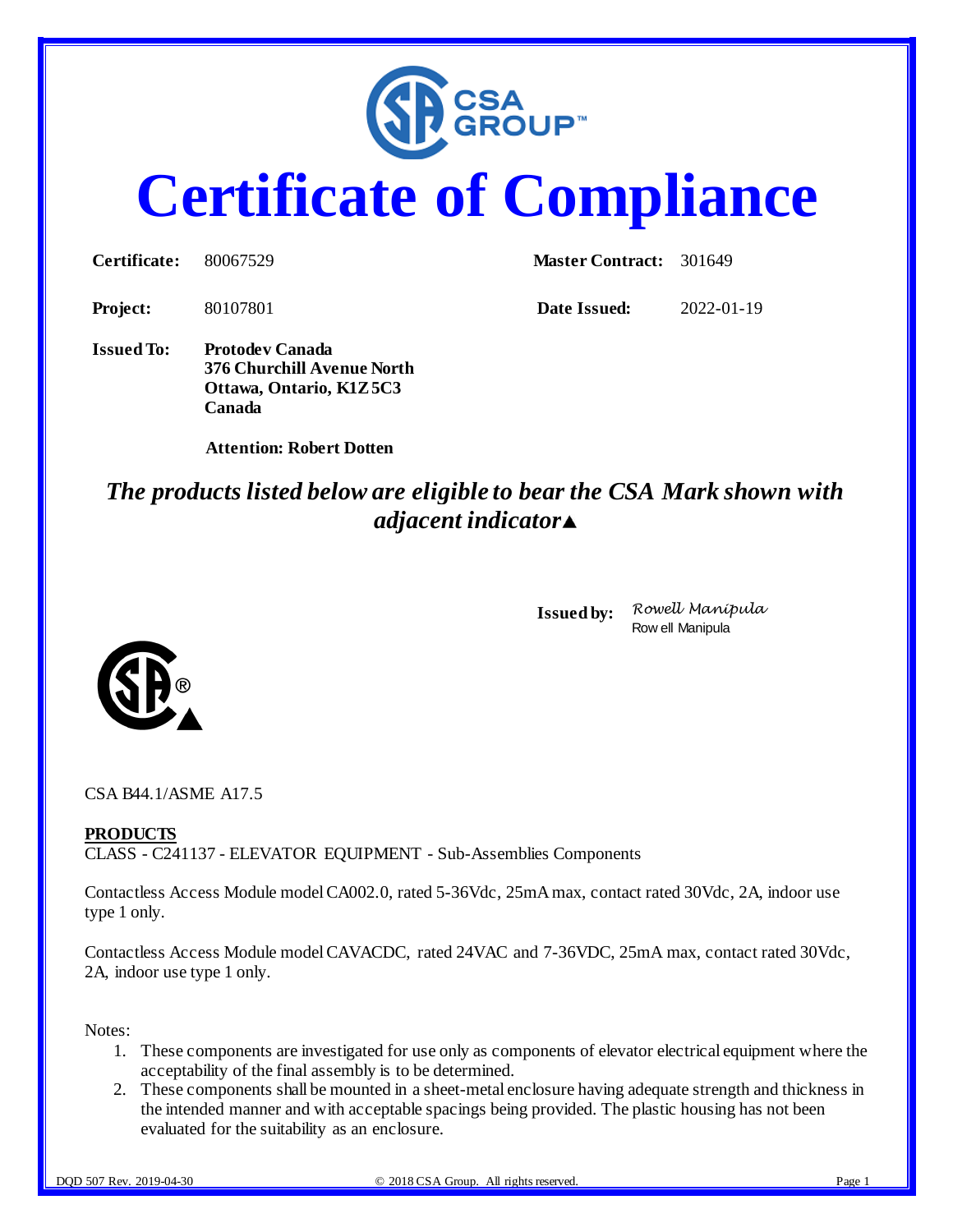# Certificate of Compliance

| | | | |
|---|---|---|---|
| **Certificate:** | 80067529 | **Master Contract:** | 301649 |
| **Project:** | 80107801 | **Date Issued:** | 2022-01-19 |

**Issued To:** **Protodev Canada**
**376 Churchill Avenue North**
**Ottawa, Ontario, K1Z 5C3**
**Canada**

**Attention: Robert Dotten**

***The products listed below are eligible to bear the CSA Mark shown with adjacent indicator▲***

**Issued by:** *Rowell Manipula*
Rowell Manipula

CSA B44.1/ASME A17.5

**PRODUCTS**
CLASS - C241137 - ELEVATOR EQUIPMENT - Sub-Assemblies Components

Contactless Access Module model CA002.0, rated 5-36Vdc, 25mA max, contact rated 30Vdc, 2A, indoor use type 1 only.

Contactless Access Module model CAVACDC, rated 24VAC and 7-36VDC, 25mA max, contact rated 30Vdc, 2A, indoor use type 1 only.

Notes:

1. These components are investigated for use only as components of elevator electrical equipment where the acceptability of the final assembly is to be determined.
2. These components shall be mounted in a sheet-metal enclosure having adequate strength and thickness in the intended manner and with acceptable spacings being provided. The plastic housing has not been evaluated for the suitability as an enclosure.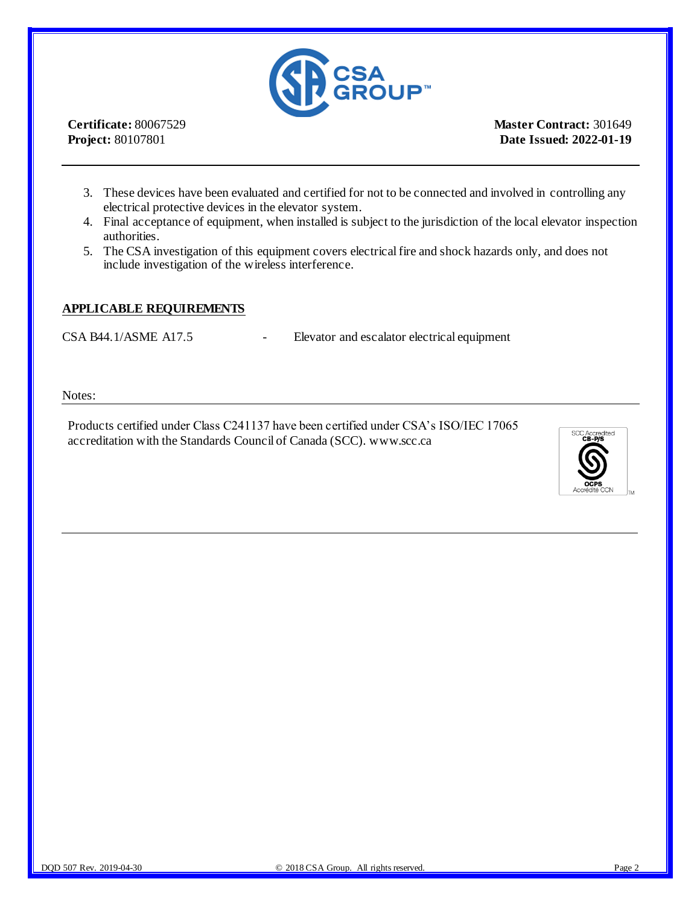**Certificate:** 80067529
**Project:** 80107801

**Master Contract:** 301649
**Date Issued: 2022-01-19**

3. These devices have been evaluated and certified for not to be connected and involved in controlling any electrical protective devices in the elevator system.
4. Final acceptance of equipment, when installed is subject to the jurisdiction of the local elevator inspection authorities.
5. The CSA investigation of this equipment covers electrical fire and shock hazards only, and does not include investigation of the wireless interference.

## APPLICABLE REQUIREMENTS

CSA B44.1/ASME A17.5 - Elevator and escalator electrical equipment

Notes:

Products certified under Class C241137 have been certified under CSA's ISO/IEC 17065 accreditation with the Standards Council of Canada (SCC). www.scc.ca

SCC Accredited CB-P/S OCPS Accrédité CCN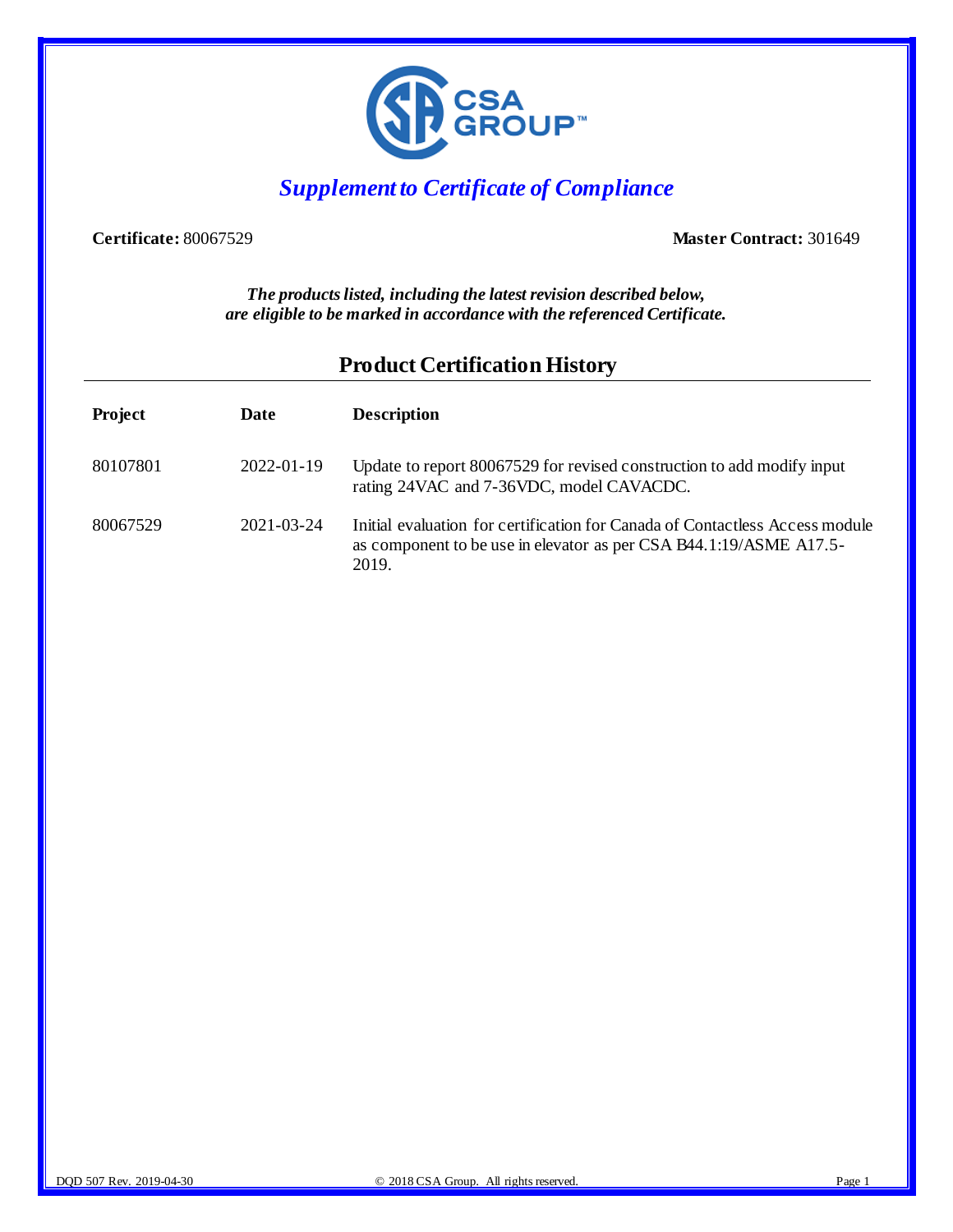# *Supplement to Certificate of Compliance*

**Certificate:** 80067529 **Master Contract:** 301649

***The products listed, including the latest revision described below, are eligible to be marked in accordance with the referenced Certificate.***

## Product Certification History

| Project | Date | Description |
|---|---|---|
| 80107801 | 2022-01-19 | Update to report 80067529 for revised construction to add modify input rating 24VAC and 7-36VDC, model CAVACDC. |
| 80067529 | 2021-03-24 | Initial evaluation for certification for Canada of Contactless Access module as component to be use in elevator as per CSA B44.1:19/ASME A17.5-2019. |

DQD 507 Rev. 2019-04-30 © 2018 CSA Group. All rights reserved.